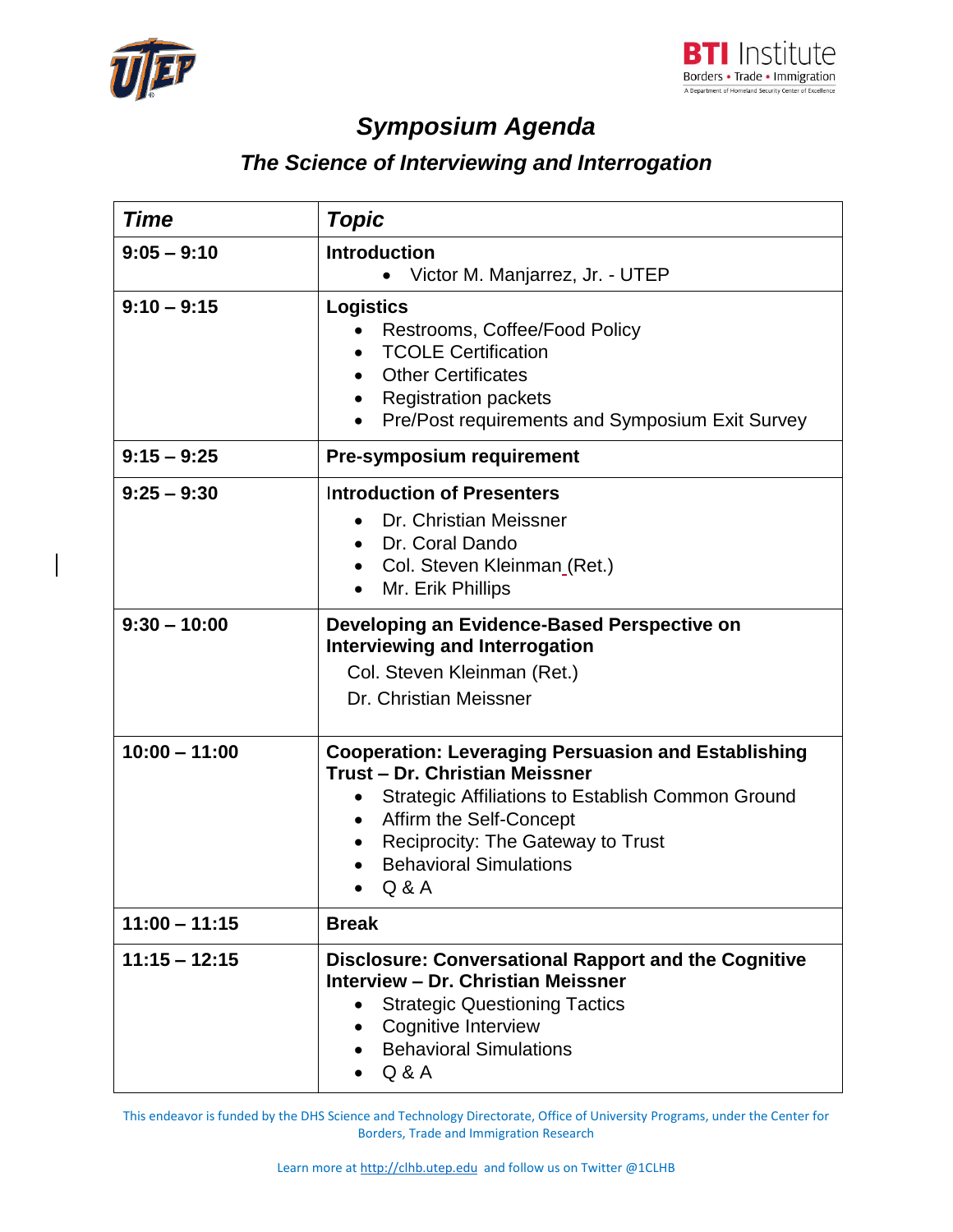# Symposium Agenda

## The Science of Interviewing and Interrogation

| *Time* | *Topic* |
|---|---|
| **9:05 – 9:10** | **Introduction**<br>• Victor M. Manjarrez, Jr. - UTEP |
| **9:10 – 9:15** | **Logistics**<br>• Restrooms, Coffee/Food Policy<br>• TCOLE Certification<br>• Other Certificates<br>• Registration packets<br>• Pre/Post requirements and Symposium Exit Survey |
| **9:15 – 9:25** | **Pre-symposium requirement** |
| **9:25 – 9:30** | **Introduction of Presenters**<br>• Dr. Christian Meissner<br>• Dr. Coral Dando<br>• Col. Steven Kleinman (Ret.)<br>• Mr. Erik Phillips |
| **9:30 – 10:00** | **Developing an Evidence-Based Perspective on Interviewing and Interrogation**<br>Col. Steven Kleinman (Ret.)<br>Dr. Christian Meissner |
| **10:00 – 11:00** | **Cooperation: Leveraging Persuasion and Establishing Trust – Dr. Christian Meissner**<br>• Strategic Affiliations to Establish Common Ground<br>• Affirm the Self-Concept<br>• Reciprocity: The Gateway to Trust<br>• Behavioral Simulations<br>• Q & A |
| **11:00 – 11:15** | **Break** |
| **11:15 – 12:15** | **Disclosure: Conversational Rapport and the Cognitive Interview – Dr. Christian Meissner**<br>• Strategic Questioning Tactics<br>• Cognitive Interview<br>• Behavioral Simulations<br>• Q & A |

This endeavor is funded by the DHS Science and Technology Directorate, Office of University Programs, under the Center for Borders, Trade and Immigration Research

Learn more at http://clhb.utep.edu and follow us on Twitter @1CLHB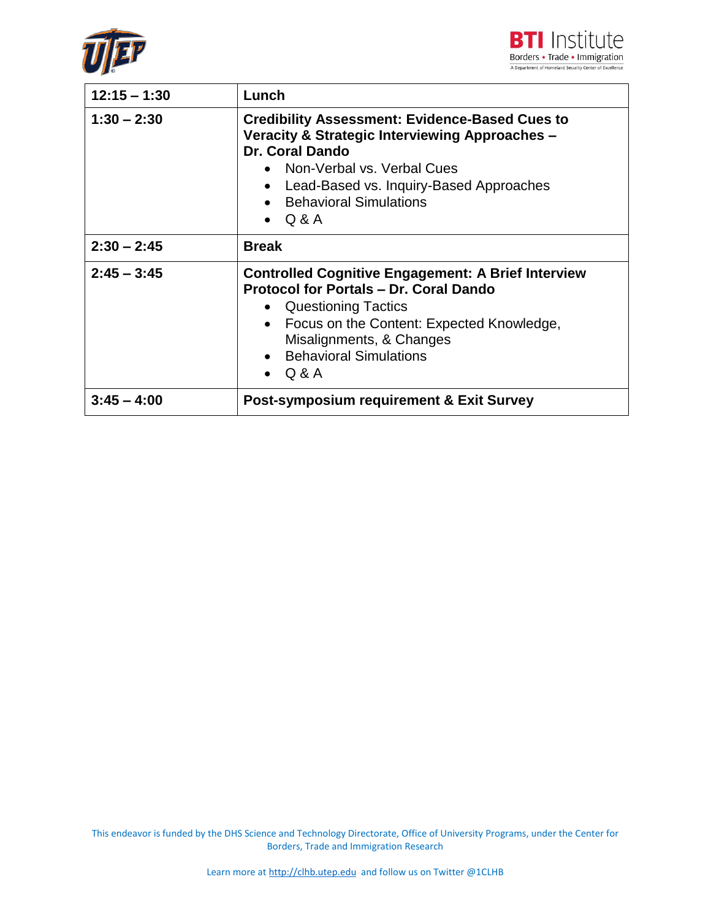| | |
|---|---|
| **12:15 – 1:30** | **Lunch** |
| **1:30 – 2:30** | **Credibility Assessment: Evidence-Based Cues to Veracity & Strategic Interviewing Approaches – Dr. Coral Dando**<br>• Non-Verbal vs. Verbal Cues<br>• Lead-Based vs. Inquiry-Based Approaches<br>• Behavioral Simulations<br>• Q & A |
| **2:30 – 2:45** | **Break** |
| **2:45 – 3:45** | **Controlled Cognitive Engagement: A Brief Interview Protocol for Portals – Dr. Coral Dando**<br>• Questioning Tactics<br>• Focus on the Content: Expected Knowledge, Misalignments, & Changes<br>• Behavioral Simulations<br>• Q & A |
| **3:45 – 4:00** | **Post-symposium requirement & Exit Survey** |

This endeavor is funded by the DHS Science and Technology Directorate, Office of University Programs, under the Center for Borders, Trade and Immigration Research

Learn more at http://clhb.utep.edu and follow us on Twitter @1CLHB